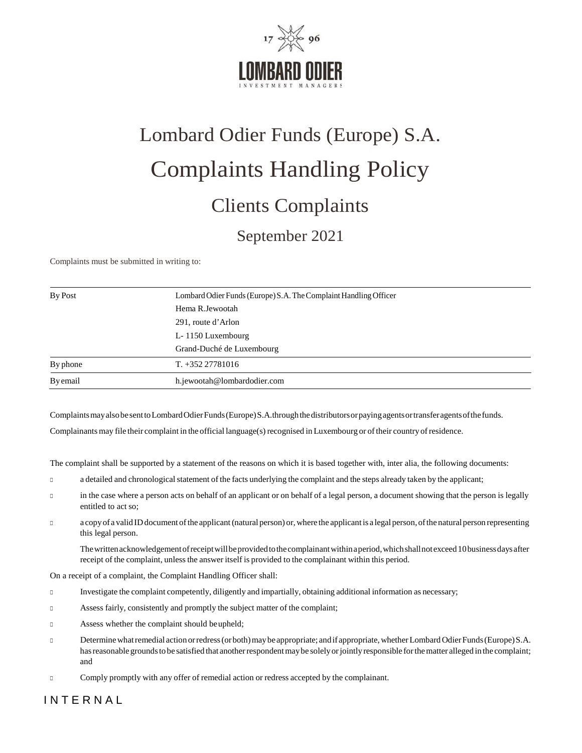# Lombard Odier Funds (Europe) S.A.

# Complaints Handling Policy

## Clients Complaints

### September 2021

Complaints must be submitted in writing to:

| | |
|---|---|
| By Post | Lombard Odier Funds (Europe) S.A. The Complaint Handling Officer<br>Hema R.Jewootah<br>291, route d'Arlon<br>L- 1150 Luxembourg<br>Grand-Duché de Luxembourg |
| By phone | T. +352 27781016 |
| By email | h.jewootah@lombardodier.com |

Complaints may also be sent to Lombard Odier Funds (Europe) S.A. through the distributors or paying agents or transfer agents of the funds.

Complainants may file their complaint in the official language(s) recognised in Luxembourg or of their country of residence.

The complaint shall be supported by a statement of the reasons on which it is based together with, inter alia, the following documents:

- a detailed and chronological statement of the facts underlying the complaint and the steps already taken by the applicant;
- in the case where a person acts on behalf of an applicant or on behalf of a legal person, a document showing that the person is legally entitled to act so;
- a copy of a valid ID document of the applicant (natural person) or, where the applicant is a legal person, of the natural person representing this legal person.

  The written acknowledgement of receipt will be provided to the complainant within a period, which shall not exceed 10 business days after receipt of the complaint, unless the answer itself is provided to the complainant within this period.

On a receipt of a complaint, the Complaint Handling Officer shall:

- Investigate the complaint competently, diligently and impartially, obtaining additional information as necessary;
- Assess fairly, consistently and promptly the subject matter of the complaint;
- Assess whether the complaint should be upheld;
- Determine what remedial action or redress (or both) may be appropriate; and if appropriate, whether Lombard Odier Funds (Europe) S.A. has reasonable grounds to be satisfied that another respondent may be solely or jointly responsible for the matter alleged in the complaint; and
- Comply promptly with any offer of remedial action or redress accepted by the complainant.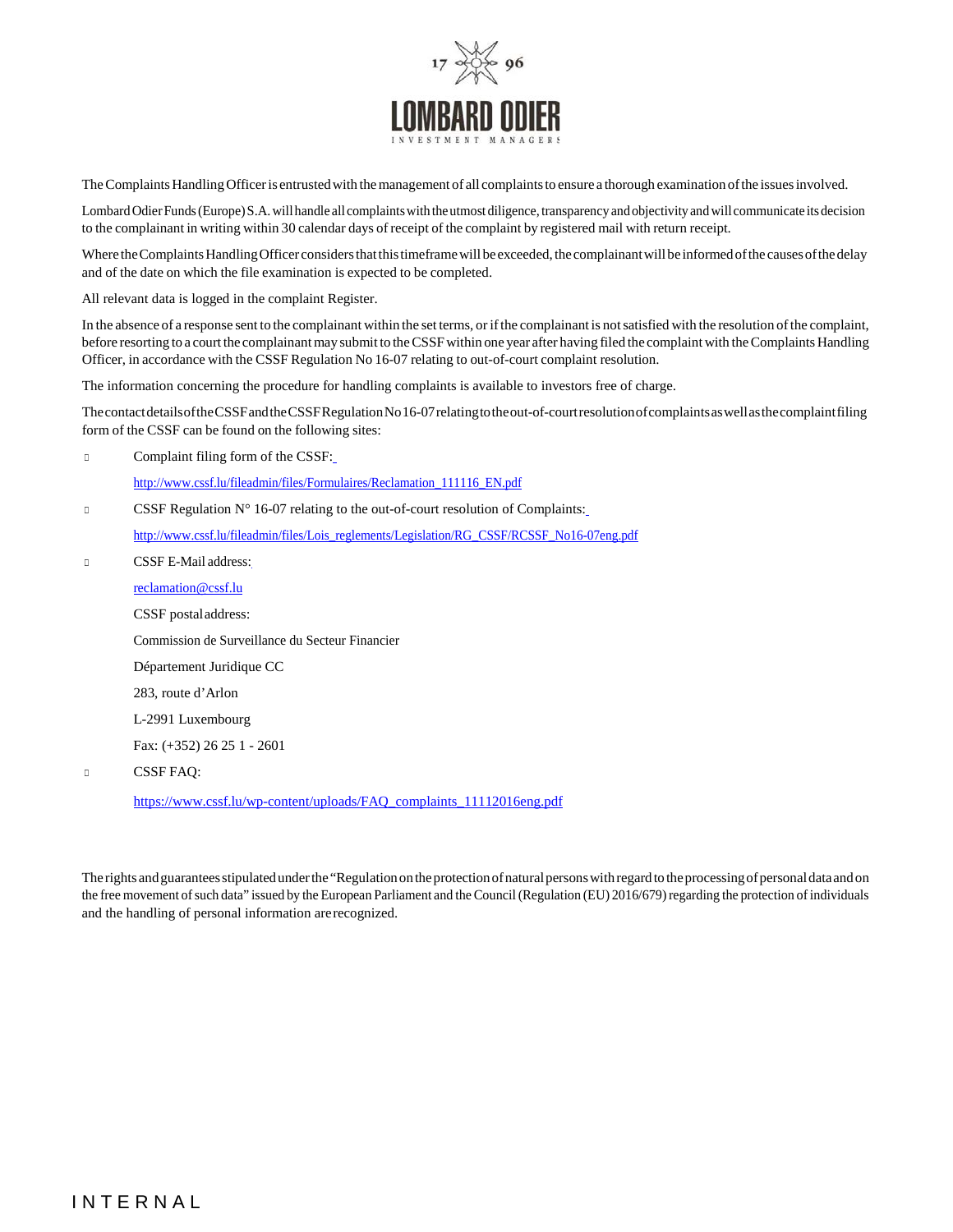The Complaints Handling Officer is entrusted with the management of all complaints to ensure a thorough examination of the issues involved.

Lombard Odier Funds (Europe) S.A. will handle all complaints with the utmost diligence, transparency and objectivity and will communicate its decision to the complainant in writing within 30 calendar days of receipt of the complaint by registered mail with return receipt.

Where the Complaints Handling Officer considers that this timeframe will be exceeded, the complainant will be informed of the causes of the delay and of the date on which the file examination is expected to be completed.

All relevant data is logged in the complaint Register.

In the absence of a response sent to the complainant within the set terms, or if the complainant is not satisfied with the resolution of the complaint, before resorting to a court the complainant may submit to the CSSF within one year after having filed the complaint with the Complaints Handling Officer, in accordance with the CSSF Regulation No 16-07 relating to out-of-court complaint resolution.

The information concerning the procedure for handling complaints is available to investors free of charge.

The contact details of the CSSF and the CSSF Regulation No 16-07 relating to the out-of-court resolution of complaints as well as the complaint filing form of the CSSF can be found on the following sites:

- Complaint filing form of the CSSF:

  http://www.cssf.lu/fileadmin/files/Formulaires/Reclamation_111116_EN.pdf

- CSSF Regulation N° 16-07 relating to the out-of-court resolution of Complaints:

  http://www.cssf.lu/fileadmin/files/Lois_reglements/Legislation/RG_CSSF/RCSSF_No16-07eng.pdf

- CSSF E-Mail address:

  reclamation@cssf.lu

  CSSF postal address:

  Commission de Surveillance du Secteur Financier

  Département Juridique CC

  283, route d'Arlon

  L-2991 Luxembourg

  Fax: (+352) 26 25 1 - 2601

- CSSF FAQ:

  https://www.cssf.lu/wp-content/uploads/FAQ_complaints_11112016eng.pdf

The rights and guarantees stipulated under the "Regulation on the protection of natural persons with regard to the processing of personal data and on the free movement of such data" issued by the European Parliament and the Council (Regulation (EU) 2016/679) regarding the protection of individuals and the handling of personal information are recognized.